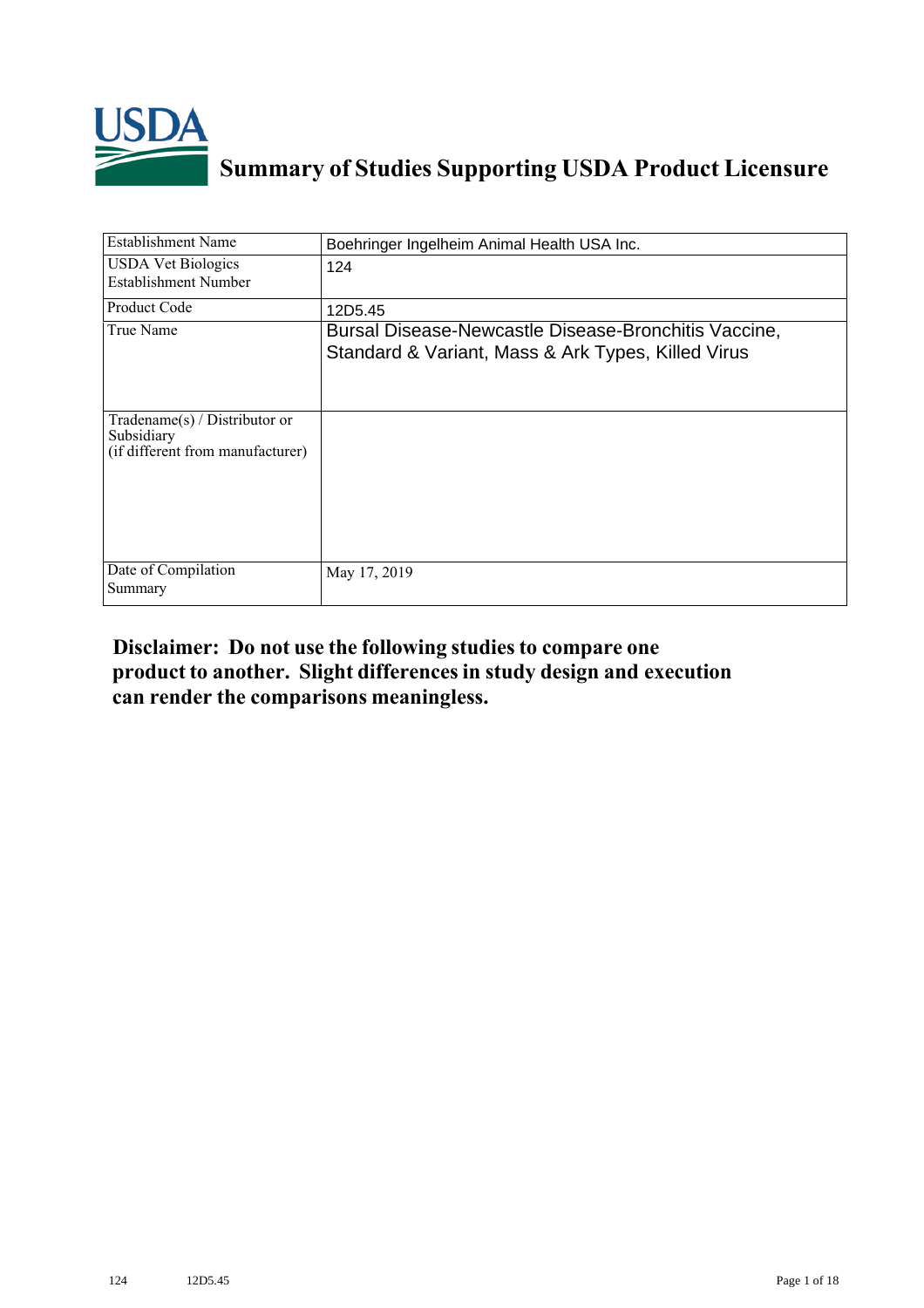# Summary of Studies Supporting USDA Product Licensure

| Establishment Name | Boehringer Ingelheim Animal Health USA Inc. |
|---|---|
| USDA Vet Biologics Establishment Number | 124 |
| Product Code | 12D5.45 |
| True Name | Bursal Disease-Newcastle Disease-Bronchitis Vaccine, Standard & Variant, Mass & Ark Types, Killed Virus |
| Tradename(s) / Distributor or Subsidiary (if different from manufacturer) | |
| Date of Compilation Summary | May 17, 2019 |

**Disclaimer: Do not use the following studies to compare one product to another. Slight differences in study design and execution can render the comparisons meaningless.**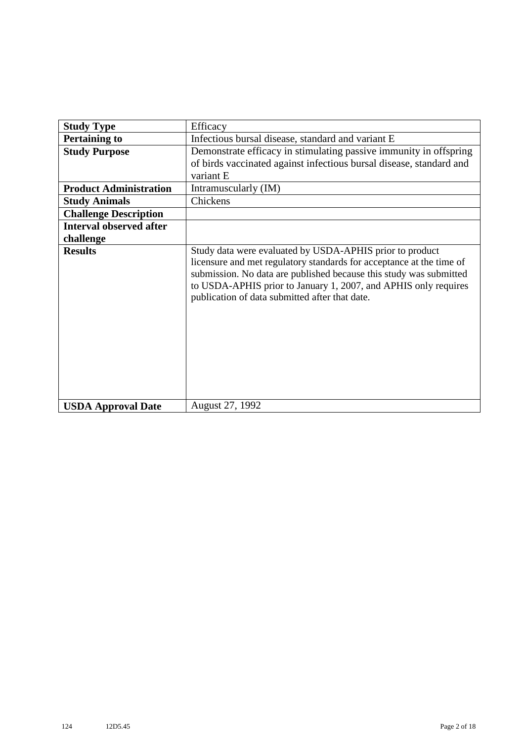| Study Type | Efficacy |
|---|---|
| **Pertaining to** | Infectious bursal disease, standard and variant E |
| **Study Purpose** | Demonstrate efficacy in stimulating passive immunity in offspring of birds vaccinated against infectious bursal disease, standard and variant E |
| **Product Administration** | Intramuscularly (IM) |
| **Study Animals** | Chickens |
| **Challenge Description** | |
| **Interval observed after challenge** | |
| **Results** | Study data were evaluated by USDA-APHIS prior to product licensure and met regulatory standards for acceptance at the time of submission. No data are published because this study was submitted to USDA-APHIS prior to January 1, 2007, and APHIS only requires publication of data submitted after that date. |
| **USDA Approval Date** | August 27, 1992 |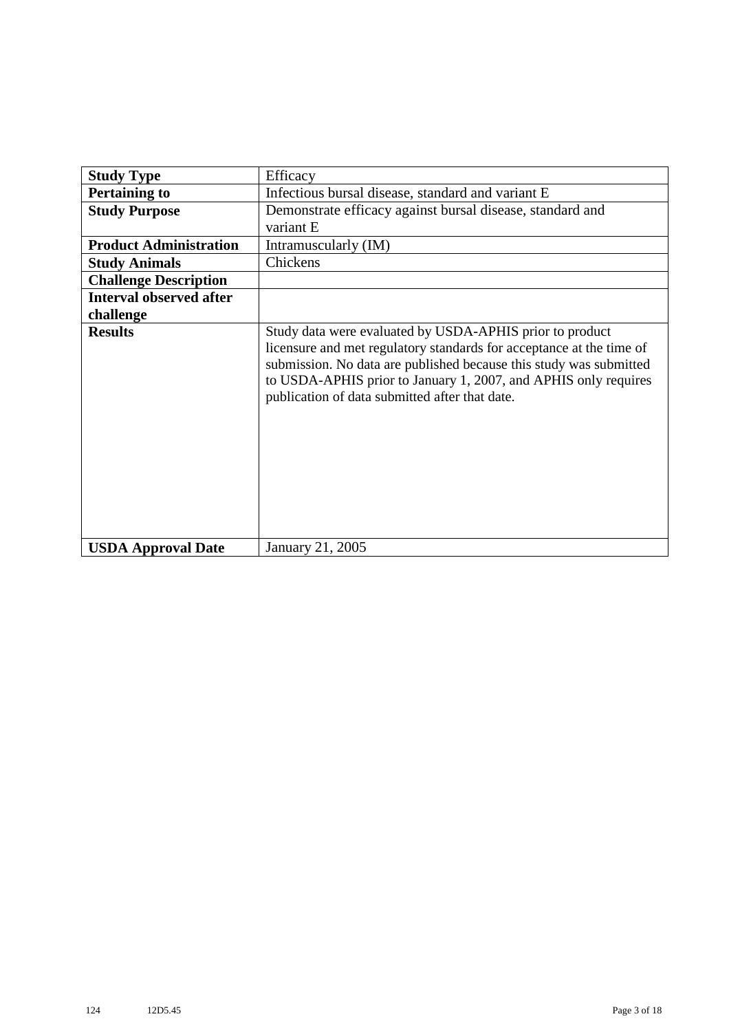| **Study Type** | Efficacy |
|---|---|
| **Pertaining to** | Infectious bursal disease, standard and variant E |
| **Study Purpose** | Demonstrate efficacy against bursal disease, standard and variant E |
| **Product Administration** | Intramuscularly (IM) |
| **Study Animals** | Chickens |
| **Challenge Description** | |
| **Interval observed after challenge** | |
| **Results** | Study data were evaluated by USDA-APHIS prior to product licensure and met regulatory standards for acceptance at the time of submission. No data are published because this study was submitted to USDA-APHIS prior to January 1, 2007, and APHIS only requires publication of data submitted after that date. |
| **USDA Approval Date** | January 21, 2005 |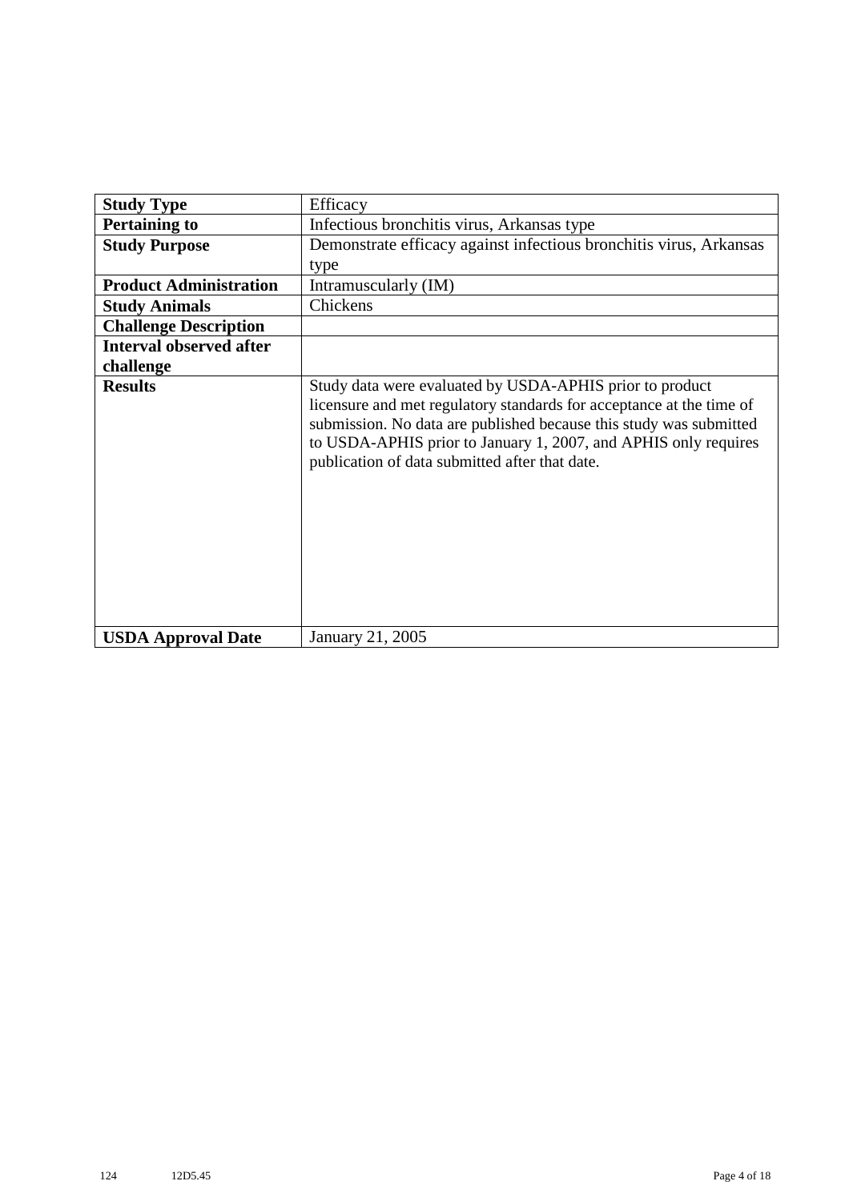| Study Type | Efficacy |
|---|---|
| **Pertaining to** | Infectious bronchitis virus, Arkansas type |
| **Study Purpose** | Demonstrate efficacy against infectious bronchitis virus, Arkansas type |
| **Product Administration** | Intramuscularly (IM) |
| **Study Animals** | Chickens |
| **Challenge Description** | |
| **Interval observed after challenge** | |
| **Results** | Study data were evaluated by USDA-APHIS prior to product licensure and met regulatory standards for acceptance at the time of submission. No data are published because this study was submitted to USDA-APHIS prior to January 1, 2007, and APHIS only requires publication of data submitted after that date. |
| **USDA Approval Date** | January 21, 2005 |

124 12D5.45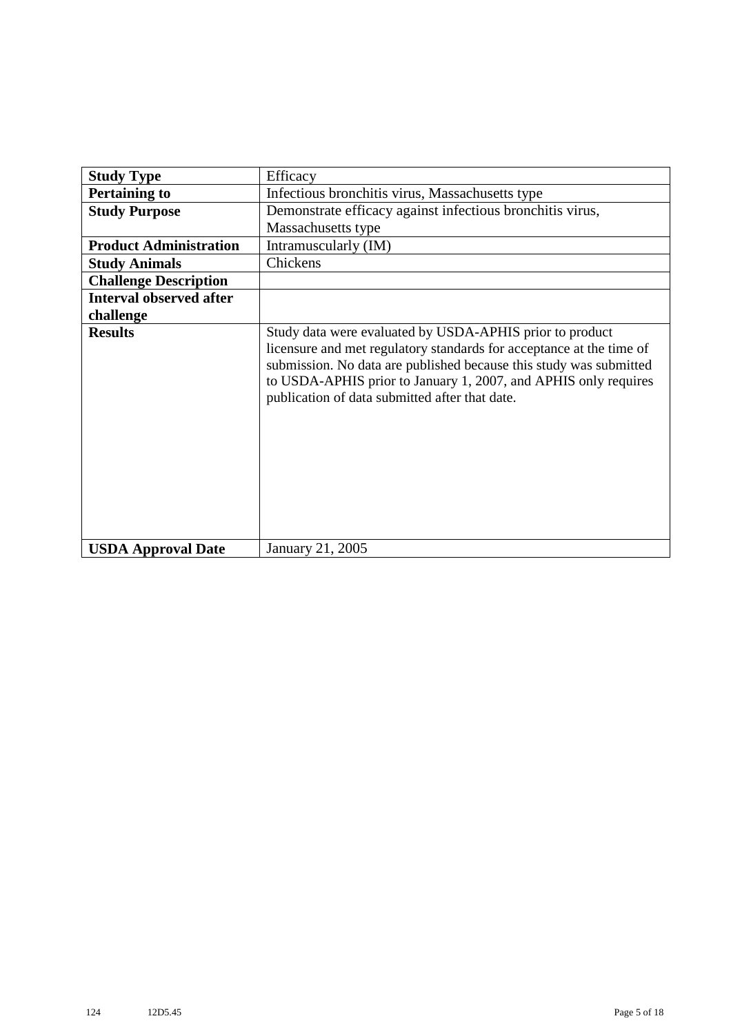| **Study Type** | Efficacy |
|---|---|
| **Pertaining to** | Infectious bronchitis virus, Massachusetts type |
| **Study Purpose** | Demonstrate efficacy against infectious bronchitis virus, Massachusetts type |
| **Product Administration** | Intramuscularly (IM) |
| **Study Animals** | Chickens |
| **Challenge Description** | |
| **Interval observed after challenge** | |
| **Results** | Study data were evaluated by USDA-APHIS prior to product licensure and met regulatory standards for acceptance at the time of submission. No data are published because this study was submitted to USDA-APHIS prior to January 1, 2007, and APHIS only requires publication of data submitted after that date. |
| **USDA Approval Date** | January 21, 2005 |

124 12D5.45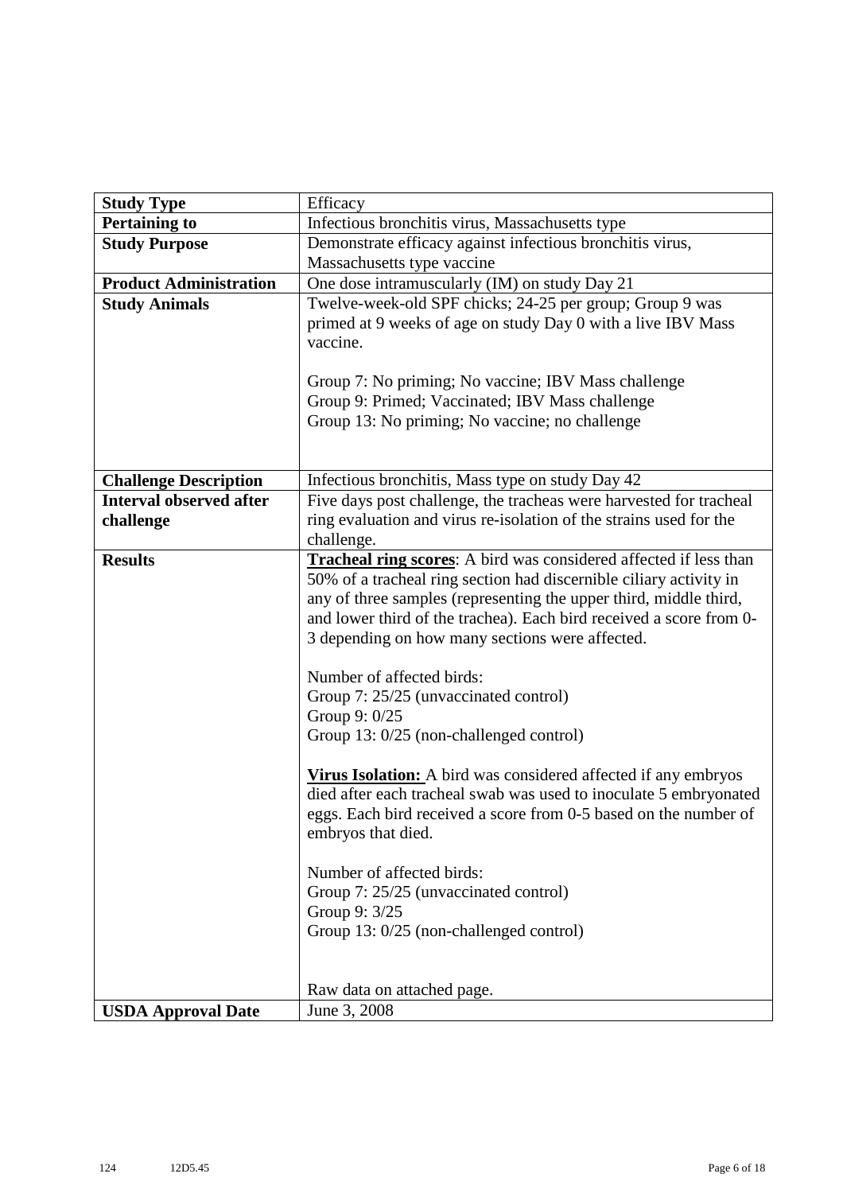| **Study Type** | Efficacy |
|---|---|
| **Pertaining to** | Infectious bronchitis virus, Massachusetts type |
| **Study Purpose** | Demonstrate efficacy against infectious bronchitis virus, Massachusetts type vaccine |
| **Product Administration** | One dose intramuscularly (IM) on study Day 21 |
| **Study Animals** | Twelve-week-old SPF chicks; 24-25 per group; Group 9 was primed at 9 weeks of age on study Day 0 with a live IBV Mass vaccine.<br><br>Group 7: No priming; No vaccine; IBV Mass challenge<br>Group 9: Primed; Vaccinated; IBV Mass challenge<br>Group 13: No priming; No vaccine; no challenge |
| **Challenge Description** | Infectious bronchitis, Mass type on study Day 42 |
| **Interval observed after challenge** | Five days post challenge, the tracheas were harvested for tracheal ring evaluation and virus re-isolation of the strains used for the challenge. |
| **Results** | <u>**Tracheal ring scores**</u>: A bird was considered affected if less than 50% of a tracheal ring section had discernible ciliary activity in any of three samples (representing the upper third, middle third, and lower third of the trachea). Each bird received a score from 0-3 depending on how many sections were affected.<br><br>Number of affected birds:<br>Group 7: 25/25 (unvaccinated control)<br>Group 9: 0/25<br>Group 13: 0/25 (non-challenged control)<br><br><u>**Virus Isolation:**</u> A bird was considered affected if any embryos died after each tracheal swab was used to inoculate 5 embryonated eggs. Each bird received a score from 0-5 based on the number of embryos that died.<br><br>Number of affected birds:<br>Group 7: 25/25 (unvaccinated control)<br>Group 9: 3/25<br>Group 13: 0/25 (non-challenged control)<br><br>Raw data on attached page. |
| **USDA Approval Date** | June 3, 2008 |

124 12D5.45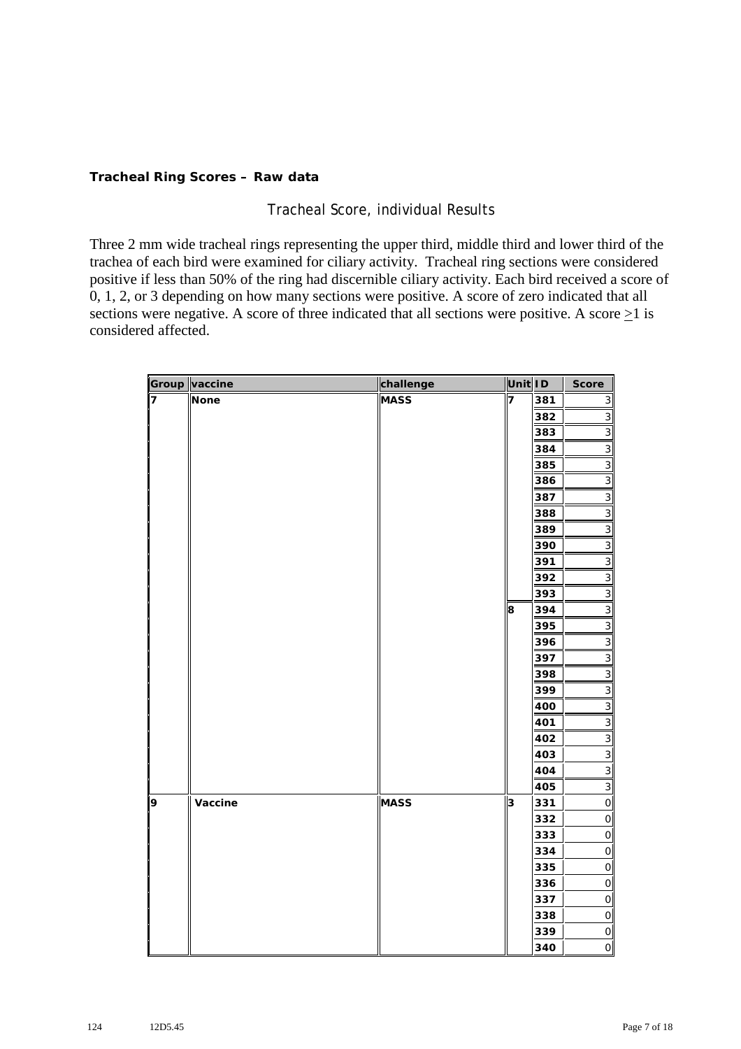**Tracheal Ring Scores – Raw data**

Tracheal Score, individual Results

Three 2 mm wide tracheal rings representing the upper third, middle third and lower third of the trachea of each bird were examined for ciliary activity. Tracheal ring sections were considered positive if less than 50% of the ring had discernible ciliary activity. Each bird received a score of 0, 1, 2, or 3 depending on how many sections were positive. A score of zero indicated that all sections were negative. A score of three indicated that all sections were positive. A score $\geq$1 is considered affected.

| Group | vaccine | challenge | Unit | ID | Score |
|---|---|---|---|---|---|
| 7 | None | MASS | 7 | 381 | 3 |
| | | | | 382 | 3 |
| | | | | 383 | 3 |
| | | | | 384 | 3 |
| | | | | 385 | 3 |
| | | | | 386 | 3 |
| | | | | 387 | 3 |
| | | | | 388 | 3 |
| | | | | 389 | 3 |
| | | | | 390 | 3 |
| | | | | 391 | 3 |
| | | | | 392 | 3 |
| | | | | 393 | 3 |
| | | | 8 | 394 | 3 |
| | | | | 395 | 3 |
| | | | | 396 | 3 |
| | | | | 397 | 3 |
| | | | | 398 | 3 |
| | | | | 399 | 3 |
| | | | | 400 | 3 |
| | | | | 401 | 3 |
| | | | | 402 | 3 |
| | | | | 403 | 3 |
| | | | | 404 | 3 |
| | | | | 405 | 3 |
| 9 | Vaccine | MASS | 3 | 331 | 0 |
| | | | | 332 | 0 |
| | | | | 333 | 0 |
| | | | | 334 | 0 |
| | | | | 335 | 0 |
| | | | | 336 | 0 |
| | | | | 337 | 0 |
| | | | | 338 | 0 |
| | | | | 339 | 0 |
| | | | | 340 | 0 |

124 12D5.45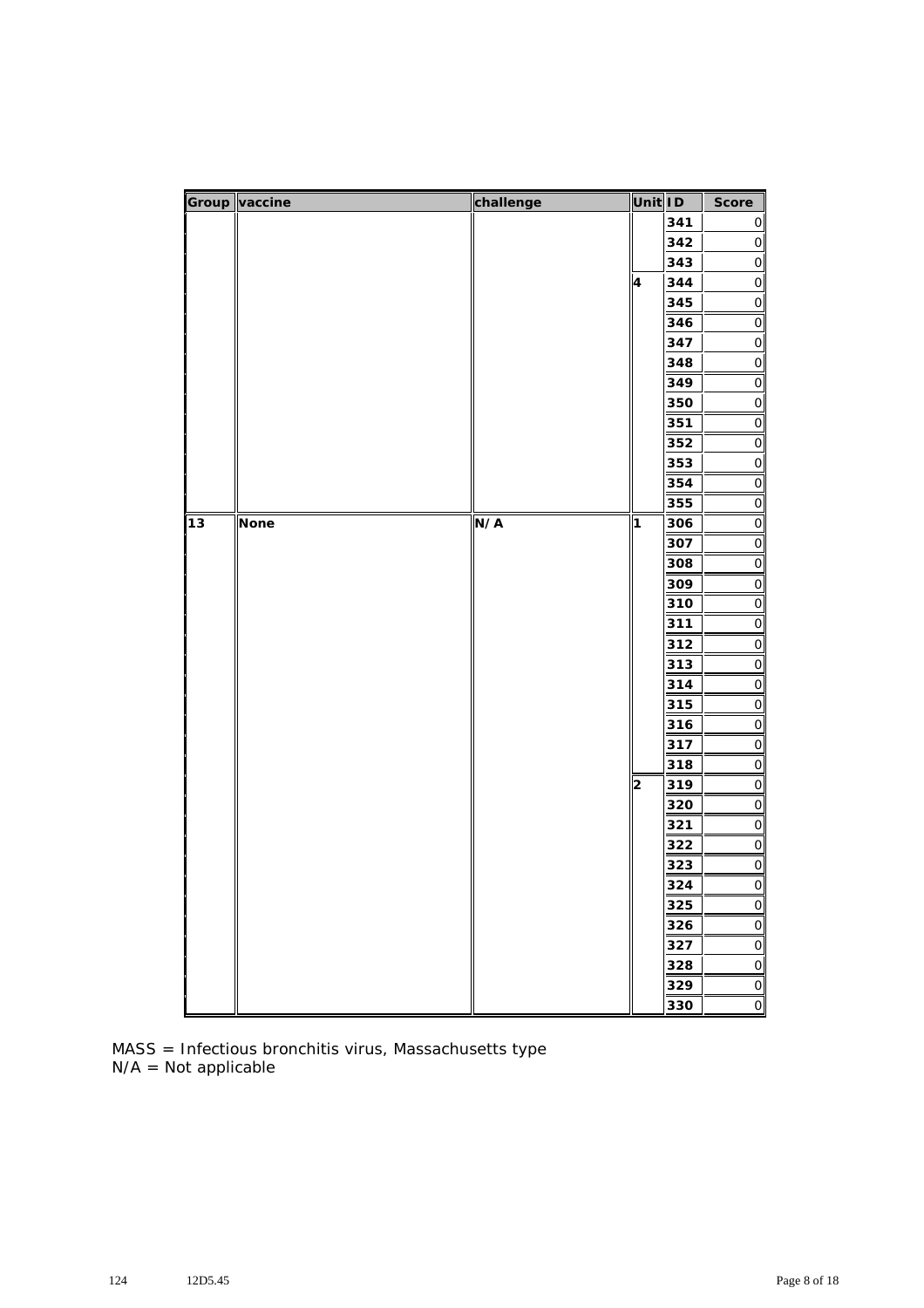| Group | vaccine | challenge | Unit | ID | Score |
|---|---|---|---|---|---|
| | | | | 341 | 0 |
| | | | | 342 | 0 |
| | | | | 343 | 0 |
| | | | 4 | 344 | 0 |
| | | | | 345 | 0 |
| | | | | 346 | 0 |
| | | | | 347 | 0 |
| | | | | 348 | 0 |
| | | | | 349 | 0 |
| | | | | 350 | 0 |
| | | | | 351 | 0 |
| | | | | 352 | 0 |
| | | | | 353 | 0 |
| | | | | 354 | 0 |
| | | | | 355 | 0 |
| 13 | None | N/A | 1 | 306 | 0 |
| | | | | 307 | 0 |
| | | | | 308 | 0 |
| | | | | 309 | 0 |
| | | | | 310 | 0 |
| | | | | 311 | 0 |
| | | | | 312 | 0 |
| | | | | 313 | 0 |
| | | | | 314 | 0 |
| | | | | 315 | 0 |
| | | | | 316 | 0 |
| | | | | 317 | 0 |
| | | | | 318 | 0 |
| | | | 2 | 319 | 0 |
| | | | | 320 | 0 |
| | | | | 321 | 0 |
| | | | | 322 | 0 |
| | | | | 323 | 0 |
| | | | | 324 | 0 |
| | | | | 325 | 0 |
| | | | | 326 | 0 |
| | | | | 327 | 0 |
| | | | | 328 | 0 |
| | | | | 329 | 0 |
| | | | | 330 | 0 |

MASS = Infectious bronchitis virus, Massachusetts type
N/A = Not applicable

124 12D5.45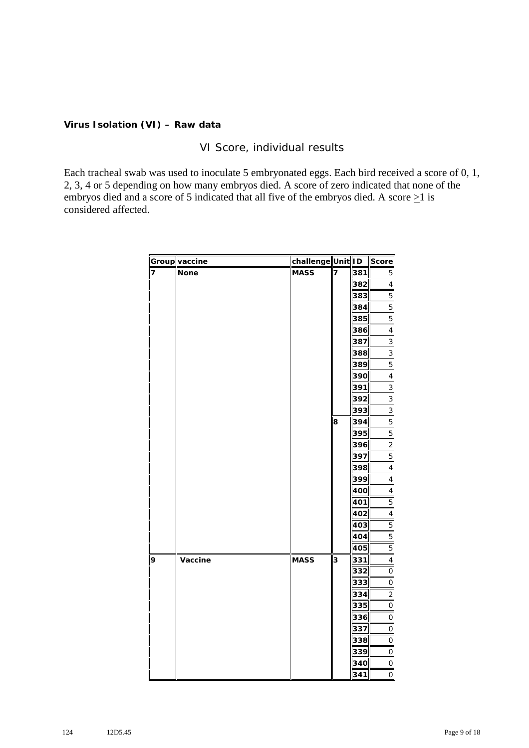**Virus Isolation (VI) – Raw data**

## VI Score, individual results

Each tracheal swab was used to inoculate 5 embryonated eggs. Each bird received a score of 0, 1, 2, 3, 4 or 5 depending on how many embryos died. A score of zero indicated that none of the embryos died and a score of 5 indicated that all five of the embryos died. A score $\geq 1$ is considered affected.

| Group | vaccine | challenge | Unit | ID | Score |
|---|---|---|---|---|---|
| 7 | None | MASS | 7 | 381 | 5 |
| | | | | 382 | 4 |
| | | | | 383 | 5 |
| | | | | 384 | 5 |
| | | | | 385 | 5 |
| | | | | 386 | 4 |
| | | | | 387 | 3 |
| | | | | 388 | 3 |
| | | | | 389 | 5 |
| | | | | 390 | 4 |
| | | | | 391 | 3 |
| | | | | 392 | 3 |
| | | | | 393 | 3 |
| | | | 8 | 394 | 5 |
| | | | | 395 | 5 |
| | | | | 396 | 2 |
| | | | | 397 | 5 |
| | | | | 398 | 4 |
| | | | | 399 | 4 |
| | | | | 400 | 4 |
| | | | | 401 | 5 |
| | | | | 402 | 4 |
| | | | | 403 | 5 |
| | | | | 404 | 5 |
| | | | | 405 | 5 |
| 9 | Vaccine | MASS | 3 | 331 | 4 |
| | | | | 332 | 0 |
| | | | | 333 | 0 |
| | | | | 334 | 2 |
| | | | | 335 | 0 |
| | | | | 336 | 0 |
| | | | | 337 | 0 |
| | | | | 338 | 0 |
| | | | | 339 | 0 |
| | | | | 340 | 0 |
| | | | | 341 | 0 |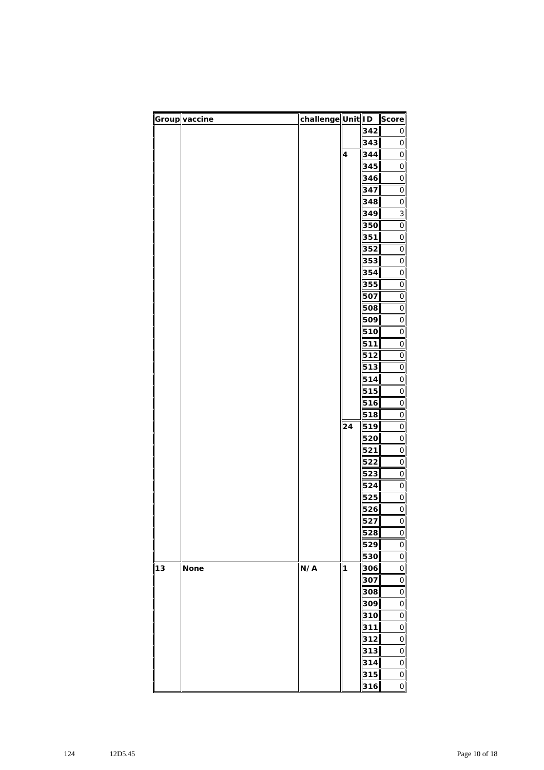| Group | vaccine | challenge | Unit | ID | Score |
|---|---|---|---|---|---|
| | | | | 342 | 0 |
| | | | | 343 | 0 |
| | | | 4 | 344 | 0 |
| | | | | 345 | 0 |
| | | | | 346 | 0 |
| | | | | 347 | 0 |
| | | | | 348 | 0 |
| | | | | 349 | 3 |
| | | | | 350 | 0 |
| | | | | 351 | 0 |
| | | | | 352 | 0 |
| | | | | 353 | 0 |
| | | | | 354 | 0 |
| | | | | 355 | 0 |
| | | | | 507 | 0 |
| | | | | 508 | 0 |
| | | | | 509 | 0 |
| | | | | 510 | 0 |
| | | | | 511 | 0 |
| | | | | 512 | 0 |
| | | | | 513 | 0 |
| | | | | 514 | 0 |
| | | | | 515 | 0 |
| | | | | 516 | 0 |
| | | | | 518 | 0 |
| | | | 24 | 519 | 0 |
| | | | | 520 | 0 |
| | | | | 521 | 0 |
| | | | | 522 | 0 |
| | | | | 523 | 0 |
| | | | | 524 | 0 |
| | | | | 525 | 0 |
| | | | | 526 | 0 |
| | | | | 527 | 0 |
| | | | | 528 | 0 |
| | | | | 529 | 0 |
| | | | | 530 | 0 |
| 13 | None | N/A | 1 | 306 | 0 |
| | | | | 307 | 0 |
| | | | | 308 | 0 |
| | | | | 309 | 0 |
| | | | | 310 | 0 |
| | | | | 311 | 0 |
| | | | | 312 | 0 |
| | | | | 313 | 0 |
| | | | | 314 | 0 |
| | | | | 315 | 0 |
| | | | | 316 | 0 |

124 12D5.45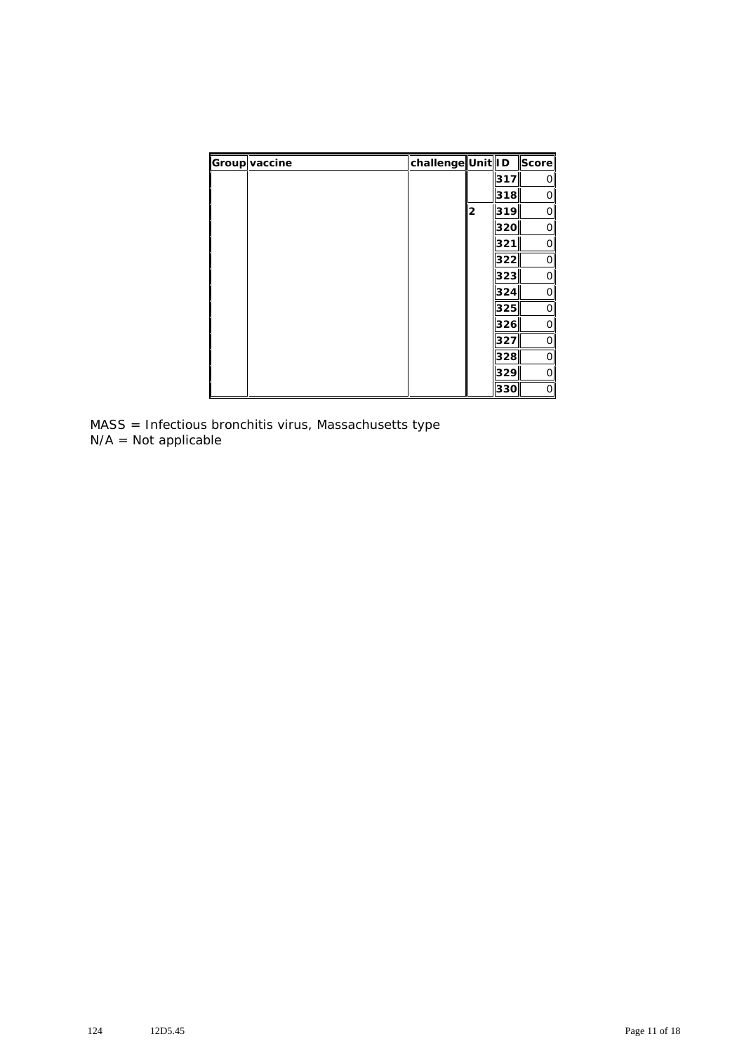| Group | vaccine | challenge | Unit | ID | Score |
|---|---|---|---|---|---|
| | | | | 317 | 0 |
| | | | | 318 | 0 |
| | | | 2 | 319 | 0 |
| | | | | 320 | 0 |
| | | | | 321 | 0 |
| | | | | 322 | 0 |
| | | | | 323 | 0 |
| | | | | 324 | 0 |
| | | | | 325 | 0 |
| | | | | 326 | 0 |
| | | | | 327 | 0 |
| | | | | 328 | 0 |
| | | | | 329 | 0 |
| | | | | 330 | 0 |

MASS = Infectious bronchitis virus, Massachusetts type
N/A = Not applicable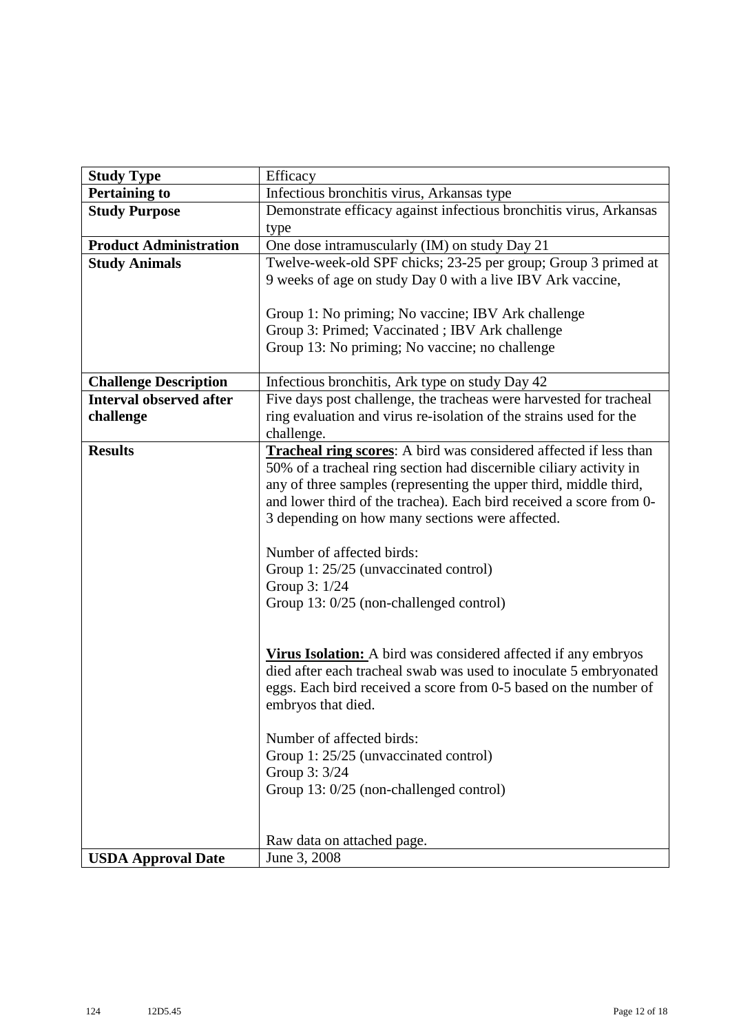| **Study Type** | Efficacy |
|---|---|
| **Pertaining to** | Infectious bronchitis virus, Arkansas type |
| **Study Purpose** | Demonstrate efficacy against infectious bronchitis virus, Arkansas type |
| **Product Administration** | One dose intramuscularly (IM) on study Day 21 |
| **Study Animals** | Twelve-week-old SPF chicks; 23-25 per group; Group 3 primed at 9 weeks of age on study Day 0 with a live IBV Ark vaccine,<br><br>Group 1: No priming; No vaccine; IBV Ark challenge<br>Group 3: Primed; Vaccinated ; IBV Ark challenge<br>Group 13: No priming; No vaccine; no challenge |
| **Challenge Description** | Infectious bronchitis, Ark type on study Day 42 |
| **Interval observed after challenge** | Five days post challenge, the tracheas were harvested for tracheal ring evaluation and virus re-isolation of the strains used for the challenge. |
| **Results** | <u>**Tracheal ring scores**</u>: A bird was considered affected if less than 50% of a tracheal ring section had discernible ciliary activity in any of three samples (representing the upper third, middle third, and lower third of the trachea). Each bird received a score from 0-3 depending on how many sections were affected.<br><br>Number of affected birds:<br>Group 1: 25/25 (unvaccinated control)<br>Group 3: 1/24<br>Group 13: 0/25 (non-challenged control)<br><br><u>**Virus Isolation:**</u> A bird was considered affected if any embryos died after each tracheal swab was used to inoculate 5 embryonated eggs. Each bird received a score from 0-5 based on the number of embryos that died.<br><br>Number of affected birds:<br>Group 1: 25/25 (unvaccinated control)<br>Group 3: 3/24<br>Group 13: 0/25 (non-challenged control)<br><br>Raw data on attached page. |
| **USDA Approval Date** | June 3, 2008 |

124 12D5.45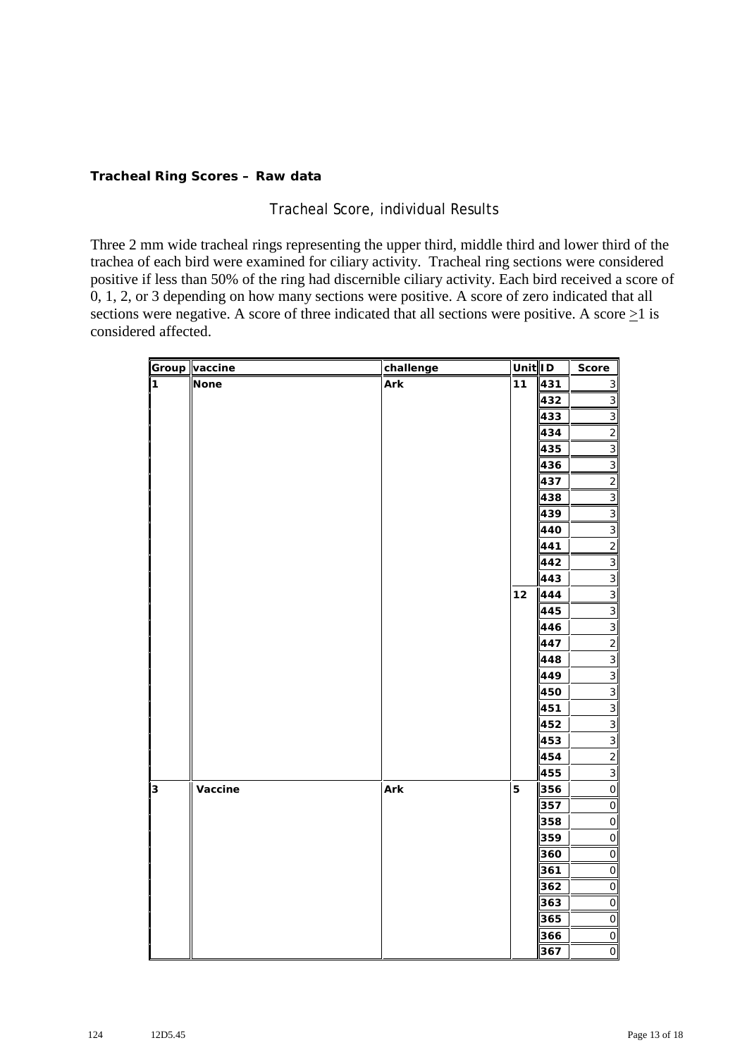**Tracheal Ring Scores – Raw data**

Tracheal Score, individual Results

Three 2 mm wide tracheal rings representing the upper third, middle third and lower third of the trachea of each bird were examined for ciliary activity. Tracheal ring sections were considered positive if less than 50% of the ring had discernible ciliary activity. Each bird received a score of 0, 1, 2, or 3 depending on how many sections were positive. A score of zero indicated that all sections were negative. A score of three indicated that all sections were positive. A score $\geq$1 is considered affected.

| Group | vaccine | challenge | Unit | ID | Score |
|---|---|---|---|---|---|
| 1 | None | Ark | 11 | 431 | 3 |
| | | | | 432 | 3 |
| | | | | 433 | 3 |
| | | | | 434 | 2 |
| | | | | 435 | 3 |
| | | | | 436 | 3 |
| | | | | 437 | 2 |
| | | | | 438 | 3 |
| | | | | 439 | 3 |
| | | | | 440 | 3 |
| | | | | 441 | 2 |
| | | | | 442 | 3 |
| | | | | 443 | 3 |
| | | | 12 | 444 | 3 |
| | | | | 445 | 3 |
| | | | | 446 | 3 |
| | | | | 447 | 2 |
| | | | | 448 | 3 |
| | | | | 449 | 3 |
| | | | | 450 | 3 |
| | | | | 451 | 3 |
| | | | | 452 | 3 |
| | | | | 453 | 3 |
| | | | | 454 | 2 |
| | | | | 455 | 3 |
| 3 | Vaccine | Ark | 5 | 356 | 0 |
| | | | | 357 | 0 |
| | | | | 358 | 0 |
| | | | | 359 | 0 |
| | | | | 360 | 0 |
| | | | | 361 | 0 |
| | | | | 362 | 0 |
| | | | | 363 | 0 |
| | | | | 365 | 0 |
| | | | | 366 | 0 |
| | | | | 367 | 0 |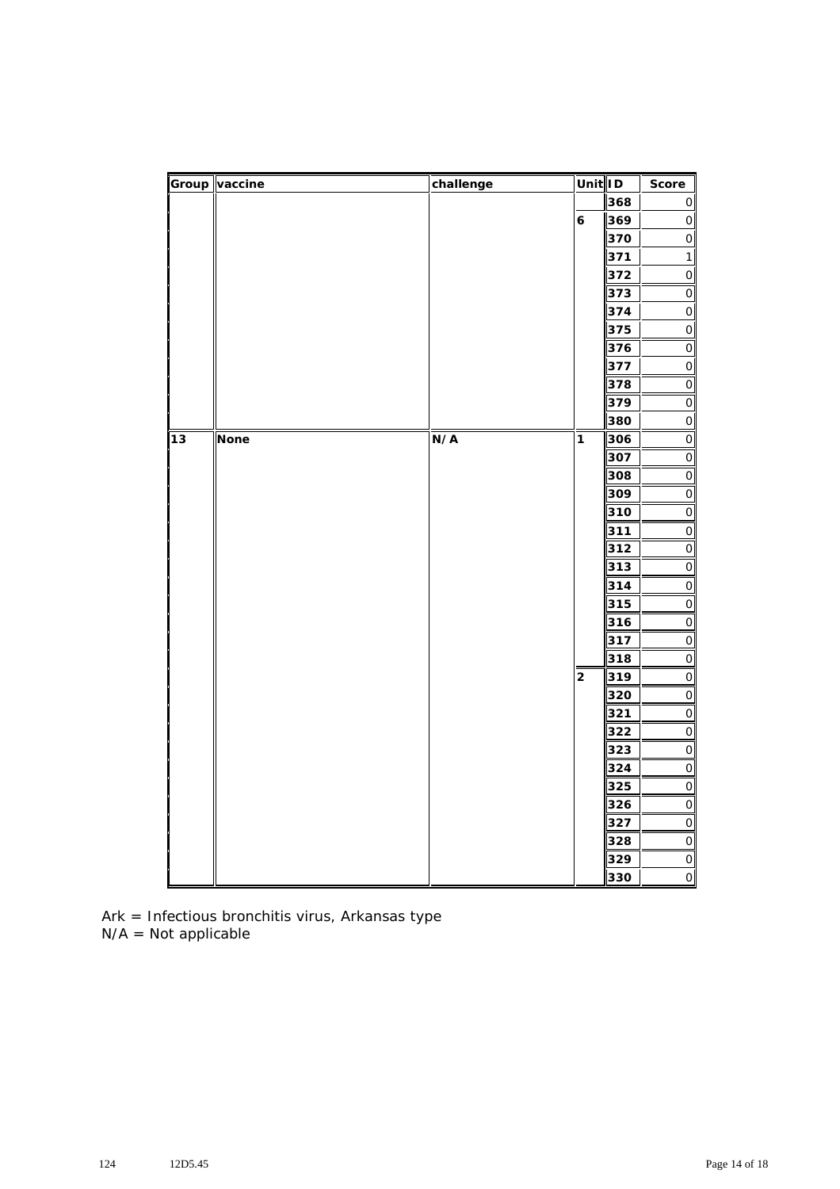| Group | vaccine | challenge | Unit | ID | Score |
|---|---|---|---|---|---|
| | | | | 368 | 0 |
| | | | 6 | 369 | 0 |
| | | | | 370 | 0 |
| | | | | 371 | 1 |
| | | | | 372 | 0 |
| | | | | 373 | 0 |
| | | | | 374 | 0 |
| | | | | 375 | 0 |
| | | | | 376 | 0 |
| | | | | 377 | 0 |
| | | | | 378 | 0 |
| | | | | 379 | 0 |
| | | | | 380 | 0 |
| 13 | None | N/A | 1 | 306 | 0 |
| | | | | 307 | 0 |
| | | | | 308 | 0 |
| | | | | 309 | 0 |
| | | | | 310 | 0 |
| | | | | 311 | 0 |
| | | | | 312 | 0 |
| | | | | 313 | 0 |
| | | | | 314 | 0 |
| | | | | 315 | 0 |
| | | | | 316 | 0 |
| | | | | 317 | 0 |
| | | | | 318 | 0 |
| | | | 2 | 319 | 0 |
| | | | | 320 | 0 |
| | | | | 321 | 0 |
| | | | | 322 | 0 |
| | | | | 323 | 0 |
| | | | | 324 | 0 |
| | | | | 325 | 0 |
| | | | | 326 | 0 |
| | | | | 327 | 0 |
| | | | | 328 | 0 |
| | | | | 329 | 0 |
| | | | | 330 | 0 |

Ark = Infectious bronchitis virus, Arkansas type
N/A = Not applicable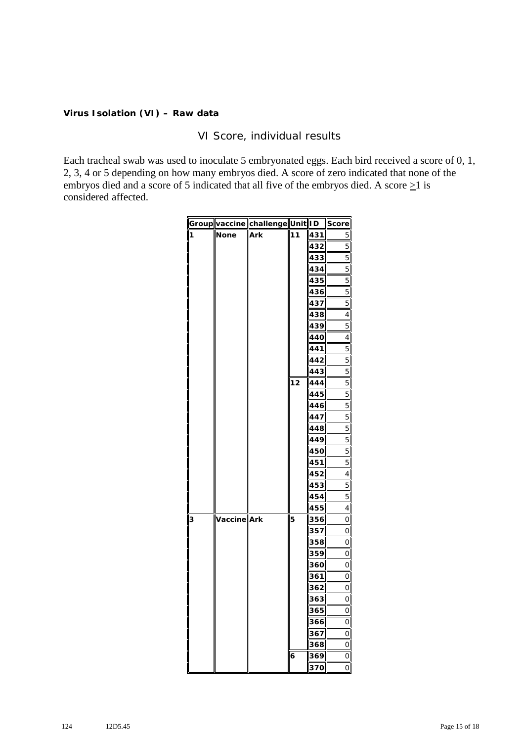**Virus Isolation (VI) – Raw data**

## VI Score, individual results

Each tracheal swab was used to inoculate 5 embryonated eggs. Each bird received a score of 0, 1, 2, 3, 4 or 5 depending on how many embryos died. A score of zero indicated that none of the embryos died and a score of 5 indicated that all five of the embryos died. A score $\geq$1 is considered affected.

| Group | vaccine | challenge | Unit | ID | Score |
|---|---|---|---|---|---|
| 1 | None | Ark | 11 | 431 | 5 |
| | | | | 432 | 5 |
| | | | | 433 | 5 |
| | | | | 434 | 5 |
| | | | | 435 | 5 |
| | | | | 436 | 5 |
| | | | | 437 | 5 |
| | | | | 438 | 4 |
| | | | | 439 | 5 |
| | | | | 440 | 4 |
| | | | | 441 | 5 |
| | | | | 442 | 5 |
| | | | | 443 | 5 |
| | | | 12 | 444 | 5 |
| | | | | 445 | 5 |
| | | | | 446 | 5 |
| | | | | 447 | 5 |
| | | | | 448 | 5 |
| | | | | 449 | 5 |
| | | | | 450 | 5 |
| | | | | 451 | 5 |
| | | | | 452 | 4 |
| | | | | 453 | 5 |
| | | | | 454 | 5 |
| | | | | 455 | 4 |
| 3 | Vaccine | Ark | 5 | 356 | 0 |
| | | | | 357 | 0 |
| | | | | 358 | 0 |
| | | | | 359 | 0 |
| | | | | 360 | 0 |
| | | | | 361 | 0 |
| | | | | 362 | 0 |
| | | | | 363 | 0 |
| | | | | 365 | 0 |
| | | | | 366 | 0 |
| | | | | 367 | 0 |
| | | | | 368 | 0 |
| | | | 6 | 369 | 0 |
| | | | | 370 | 0 |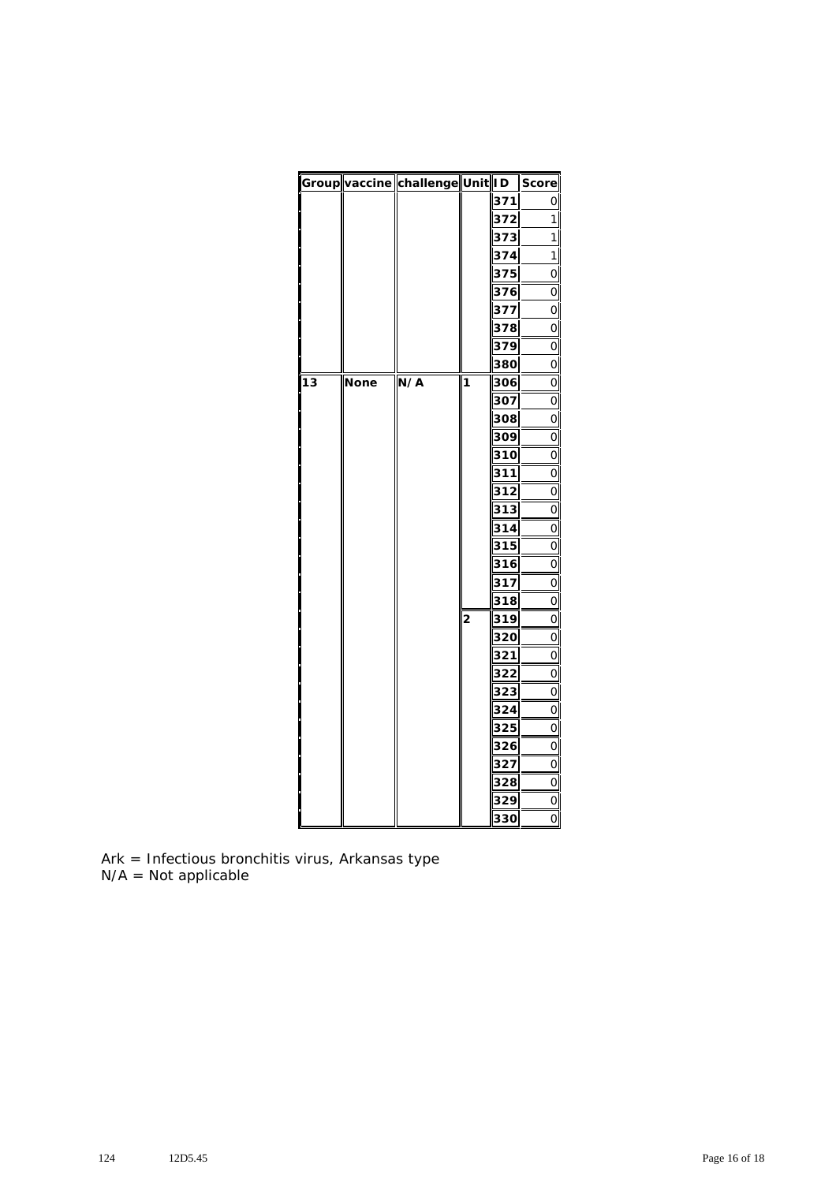| Group | vaccine | challenge | Unit | ID | Score |
|---|---|---|---|---|---|
| | | | | 371 | 0 |
| | | | | 372 | 1 |
| | | | | 373 | 1 |
| | | | | 374 | 1 |
| | | | | 375 | 0 |
| | | | | 376 | 0 |
| | | | | 377 | 0 |
| | | | | 378 | 0 |
| | | | | 379 | 0 |
| | | | | 380 | 0 |
| 13 | None | N/A | 1 | 306 | 0 |
| | | | | 307 | 0 |
| | | | | 308 | 0 |
| | | | | 309 | 0 |
| | | | | 310 | 0 |
| | | | | 311 | 0 |
| | | | | 312 | 0 |
| | | | | 313 | 0 |
| | | | | 314 | 0 |
| | | | | 315 | 0 |
| | | | | 316 | 0 |
| | | | | 317 | 0 |
| | | | | 318 | 0 |
| | | | 2 | 319 | 0 |
| | | | | 320 | 0 |
| | | | | 321 | 0 |
| | | | | 322 | 0 |
| | | | | 323 | 0 |
| | | | | 324 | 0 |
| | | | | 325 | 0 |
| | | | | 326 | 0 |
| | | | | 327 | 0 |
| | | | | 328 | 0 |
| | | | | 329 | 0 |
| | | | | 330 | 0 |

Ark = Infectious bronchitis virus, Arkansas type
N/A = Not applicable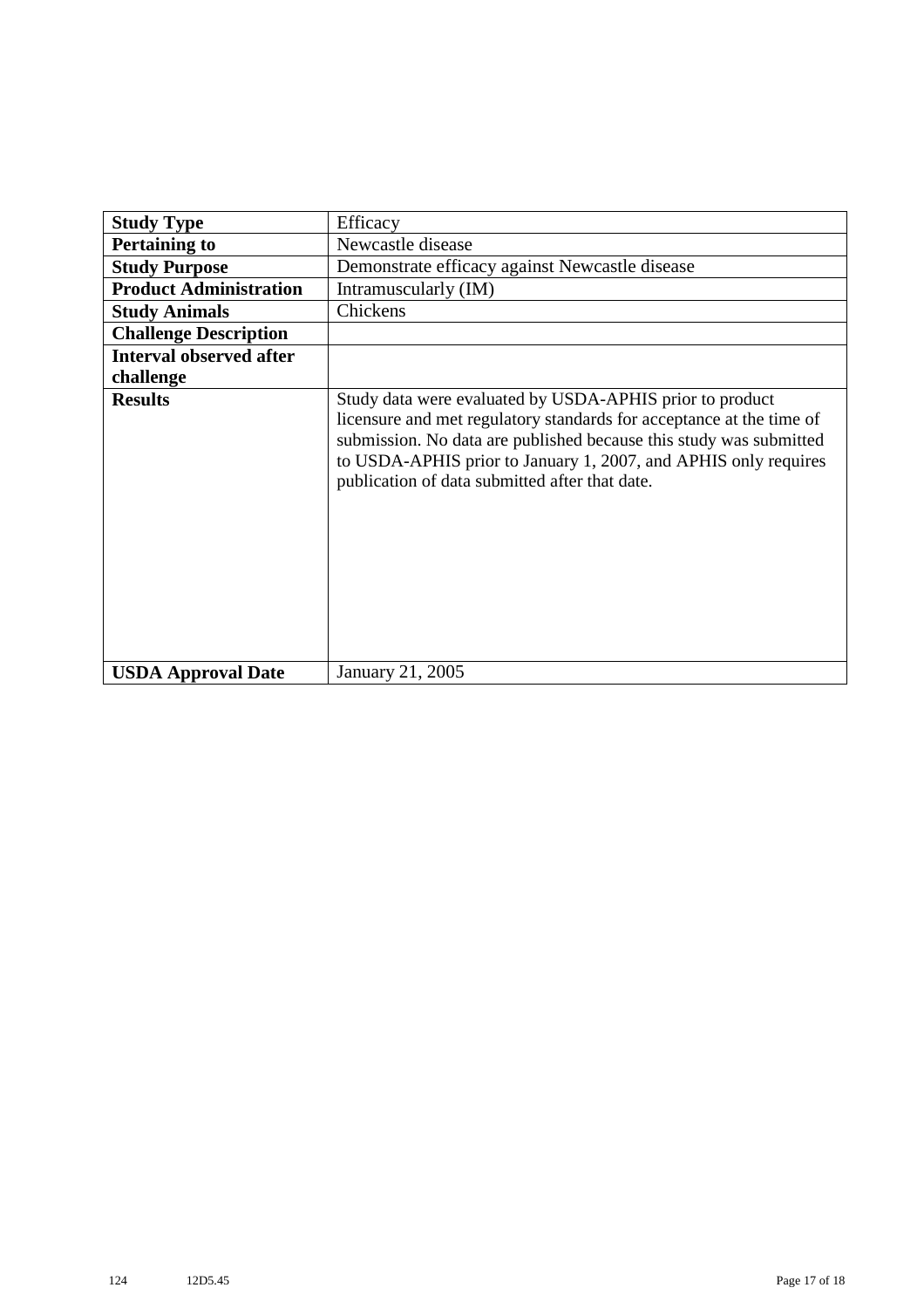| **Study Type** | Efficacy |
|---|---|
| **Pertaining to** | Newcastle disease |
| **Study Purpose** | Demonstrate efficacy against Newcastle disease |
| **Product Administration** | Intramuscularly (IM) |
| **Study Animals** | Chickens |
| **Challenge Description** | |
| **Interval observed after challenge** | |
| **Results** | Study data were evaluated by USDA-APHIS prior to product licensure and met regulatory standards for acceptance at the time of submission. No data are published because this study was submitted to USDA-APHIS prior to January 1, 2007, and APHIS only requires publication of data submitted after that date. |
| **USDA Approval Date** | January 21, 2005 |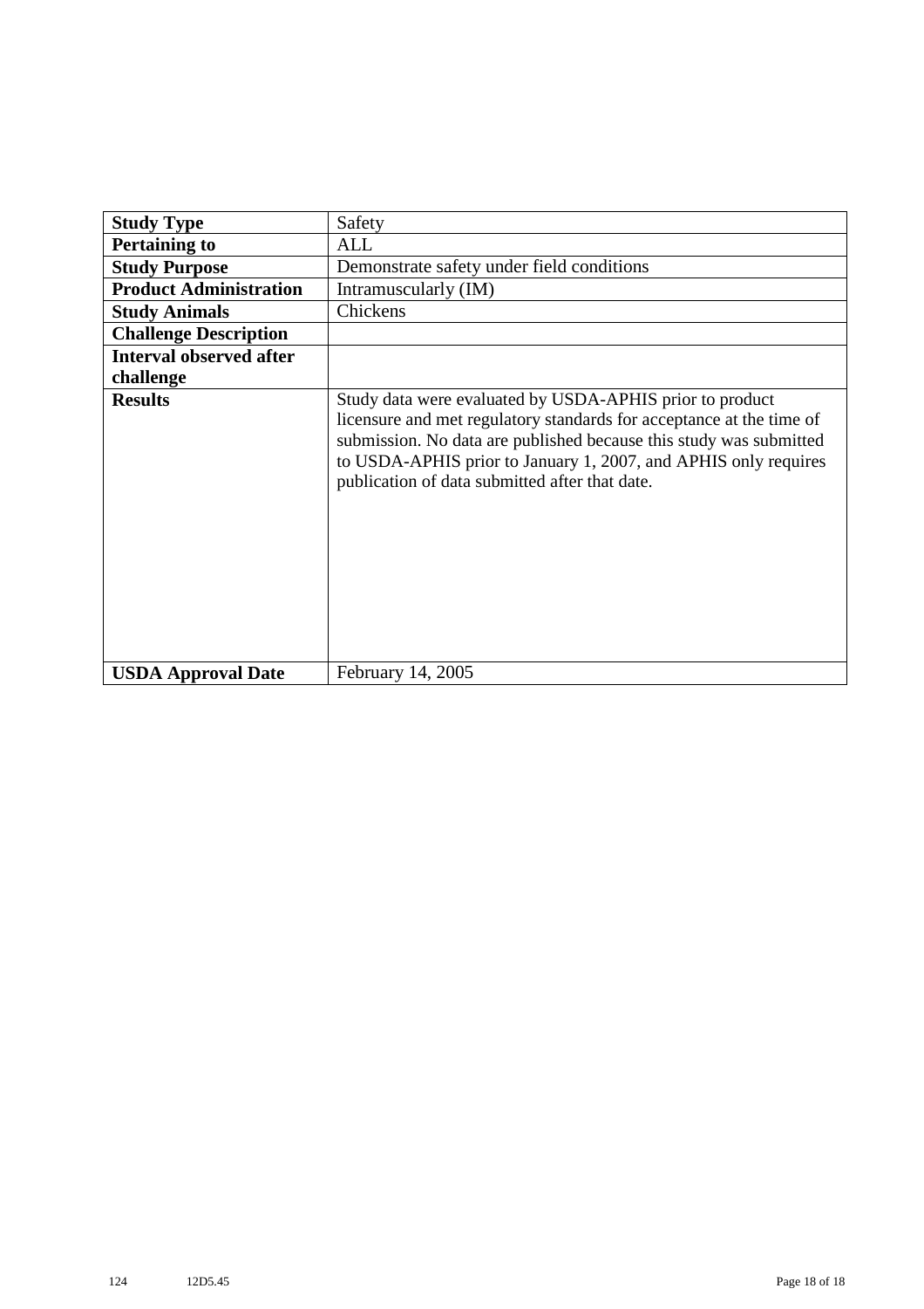| | |
|---|---|
| **Study Type** | Safety |
| **Pertaining to** | ALL |
| **Study Purpose** | Demonstrate safety under field conditions |
| **Product Administration** | Intramuscularly (IM) |
| **Study Animals** | Chickens |
| **Challenge Description** | |
| **Interval observed after challenge** | |
| **Results** | Study data were evaluated by USDA-APHIS prior to product licensure and met regulatory standards for acceptance at the time of submission. No data are published because this study was submitted to USDA-APHIS prior to January 1, 2007, and APHIS only requires publication of data submitted after that date. |
| **USDA Approval Date** | February 14, 2005 |